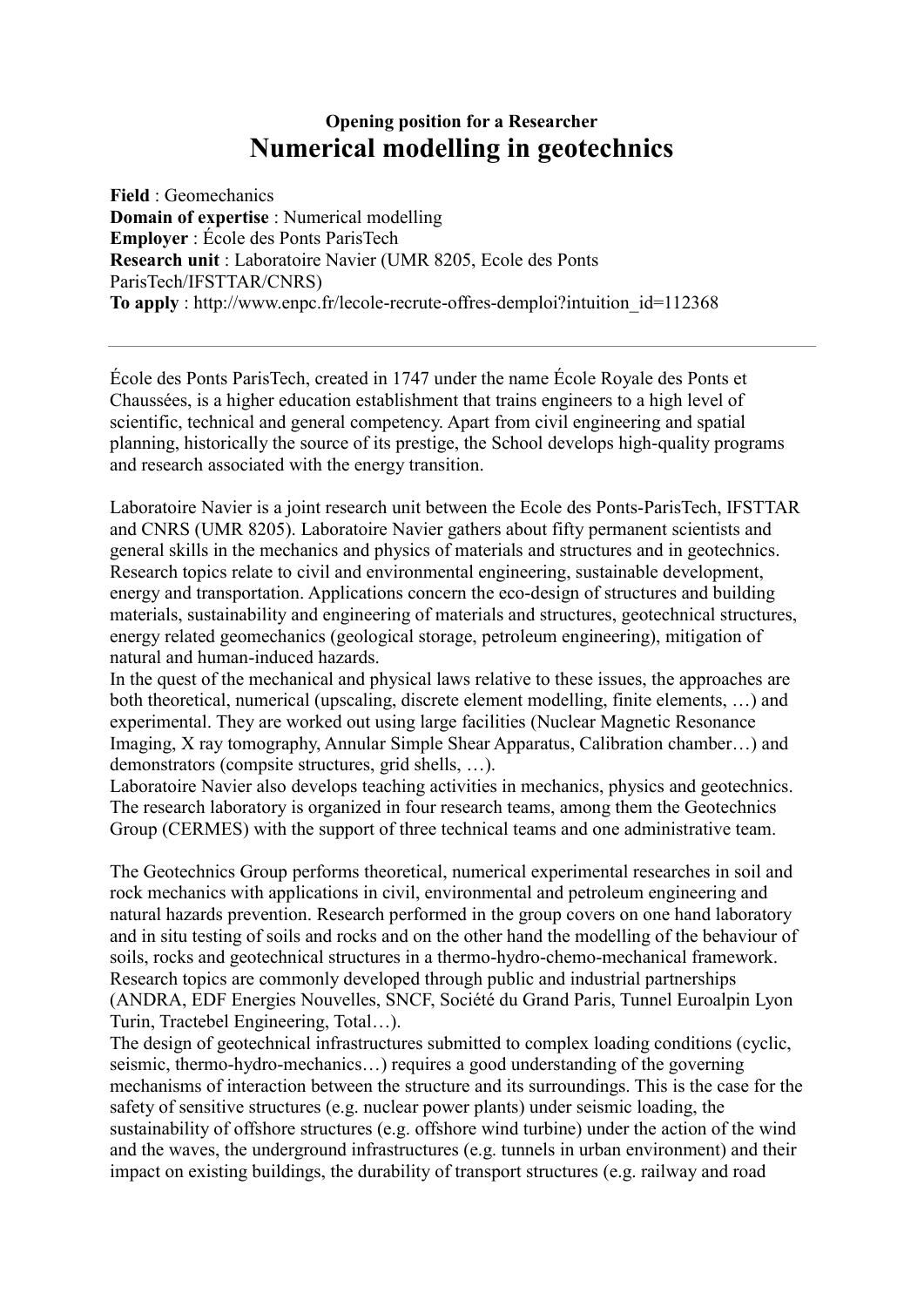**Opening position for a Researcher**

# Numerical modelling in geotechnics

**Field** : Geomechanics
**Domain of expertise** : Numerical modelling
**Employer** : École des Ponts ParisTech
**Research unit** : Laboratoire Navier (UMR 8205, Ecole des Ponts ParisTech/IFSTTAR/CNRS)
**To apply** : http://www.enpc.fr/lecole-recrute-offres-demploi?intuition_id=112368

---

École des Ponts ParisTech, created in 1747 under the name École Royale des Ponts et Chaussées, is a higher education establishment that trains engineers to a high level of scientific, technical and general competency. Apart from civil engineering and spatial planning, historically the source of its prestige, the School develops high-quality programs and research associated with the energy transition.

Laboratoire Navier is a joint research unit between the Ecole des Ponts-ParisTech, IFSTTAR and CNRS (UMR 8205). Laboratoire Navier gathers about fifty permanent scientists and general skills in the mechanics and physics of materials and structures and in geotechnics. Research topics relate to civil and environmental engineering, sustainable development, energy and transportation. Applications concern the eco-design of structures and building materials, sustainability and engineering of materials and structures, geotechnical structures, energy related geomechanics (geological storage, petroleum engineering), mitigation of natural and human-induced hazards.
In the quest of the mechanical and physical laws relative to these issues, the approaches are both theoretical, numerical (upscaling, discrete element modelling, finite elements, …) and experimental. They are worked out using large facilities (Nuclear Magnetic Resonance Imaging, X ray tomography, Annular Simple Shear Apparatus, Calibration chamber…) and demonstrators (compsite structures, grid shells, …).
Laboratoire Navier also develops teaching activities in mechanics, physics and geotechnics. The research laboratory is organized in four research teams, among them the Geotechnics Group (CERMES) with the support of three technical teams and one administrative team.

The Geotechnics Group performs theoretical, numerical experimental researches in soil and rock mechanics with applications in civil, environmental and petroleum engineering and natural hazards prevention. Research performed in the group covers on one hand laboratory and in situ testing of soils and rocks and on the other hand the modelling of the behaviour of soils, rocks and geotechnical structures in a thermo-hydro-chemo-mechanical framework. Research topics are commonly developed through public and industrial partnerships (ANDRA, EDF Energies Nouvelles, SNCF, Société du Grand Paris, Tunnel Euroalpin Lyon Turin, Tractebel Engineering, Total…).
The design of geotechnical infrastructures submitted to complex loading conditions (cyclic, seismic, thermo-hydro-mechanics…) requires a good understanding of the governing mechanisms of interaction between the structure and its surroundings. This is the case for the safety of sensitive structures (e.g. nuclear power plants) under seismic loading, the sustainability of offshore structures (e.g. offshore wind turbine) under the action of the wind and the waves, the underground infrastructures (e.g. tunnels in urban environment) and their impact on existing buildings, the durability of transport structures (e.g. railway and road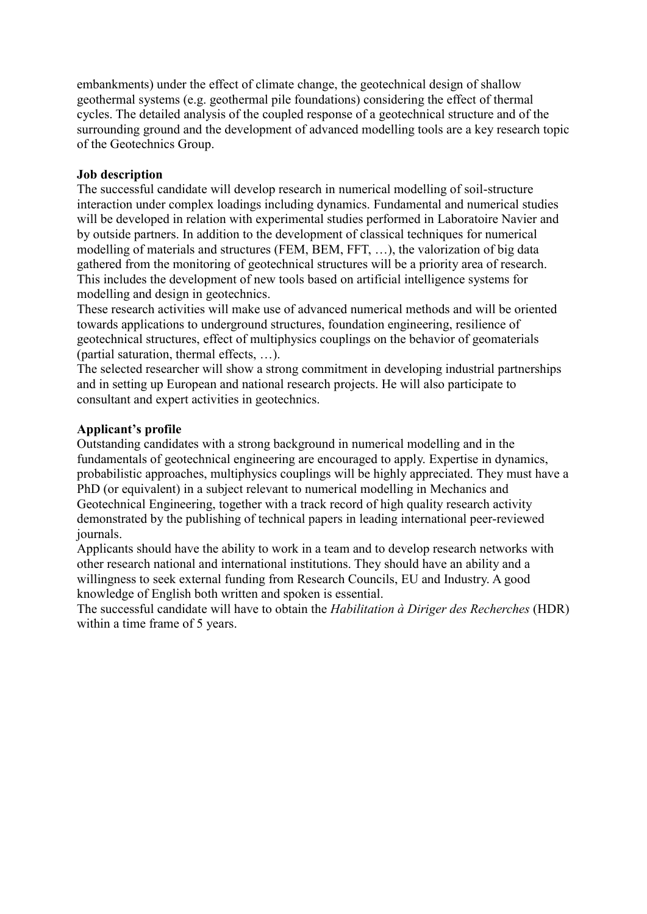embankments) under the effect of climate change, the geotechnical design of shallow geothermal systems (e.g. geothermal pile foundations) considering the effect of thermal cycles. The detailed analysis of the coupled response of a geotechnical structure and of the surrounding ground and the development of advanced modelling tools are a key research topic of the Geotechnics Group.

**Job description**

The successful candidate will develop research in numerical modelling of soil-structure interaction under complex loadings including dynamics. Fundamental and numerical studies will be developed in relation with experimental studies performed in Laboratoire Navier and by outside partners. In addition to the development of classical techniques for numerical modelling of materials and structures (FEM, BEM, FFT, …), the valorization of big data gathered from the monitoring of geotechnical structures will be a priority area of research. This includes the development of new tools based on artificial intelligence systems for modelling and design in geotechnics.

These research activities will make use of advanced numerical methods and will be oriented towards applications to underground structures, foundation engineering, resilience of geotechnical structures, effect of multiphysics couplings on the behavior of geomaterials (partial saturation, thermal effects, …).

The selected researcher will show a strong commitment in developing industrial partnerships and in setting up European and national research projects. He will also participate to consultant and expert activities in geotechnics.

**Applicant's profile**

Outstanding candidates with a strong background in numerical modelling and in the fundamentals of geotechnical engineering are encouraged to apply. Expertise in dynamics, probabilistic approaches, multiphysics couplings will be highly appreciated. They must have a PhD (or equivalent) in a subject relevant to numerical modelling in Mechanics and Geotechnical Engineering, together with a track record of high quality research activity demonstrated by the publishing of technical papers in leading international peer-reviewed journals.

Applicants should have the ability to work in a team and to develop research networks with other research national and international institutions. They should have an ability and a willingness to seek external funding from Research Councils, EU and Industry. A good knowledge of English both written and spoken is essential.

The successful candidate will have to obtain the *Habilitation à Diriger des Recherches* (HDR) within a time frame of 5 years.